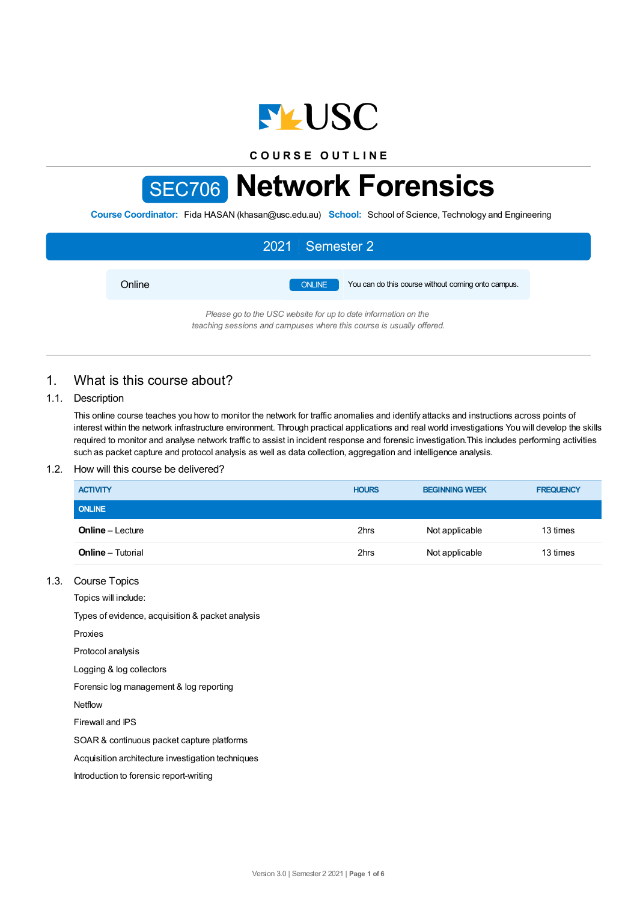COURSE OUTLINE

# SEC706 Network Forensics

**Course Coordinator:** Fida HASAN (khasan@usc.edu.au) **School:** School of Science, Technology and Engineering

## 2021 | Semester 2

Online | ONLINE | You can do this course without coming onto campus.

*Please go to the USC website for up to date information on the teaching sessions and campuses where this course is usually offered.*

## 1. What is this course about?

### 1.1. Description

This online course teaches you how to monitor the network for traffic anomalies and identify attacks and instructions across points of interest within the network infrastructure environment. Through practical applications and real world investigations You will develop the skills required to monitor and analyse network traffic to assist in incident response and forensic investigation.This includes performing activities such as packet capture and protocol analysis as well as data collection, aggregation and intelligence analysis.

### 1.2. How will this course be delivered?

| ACTIVITY | HOURS | BEGINNING WEEK | FREQUENCY |
|---|---|---|---|
| **ONLINE** | | | |
| **Online** – Lecture | 2hrs | Not applicable | 13 times |
| **Online** – Tutorial | 2hrs | Not applicable | 13 times |

### 1.3. Course Topics

Topics will include:

Types of evidence, acquisition & packet analysis

Proxies

Protocol analysis

Logging & log collectors

Forensic log management & log reporting

Netflow

Firewall and IPS

SOAR & continuous packet capture platforms

Acquisition architecture investigation techniques

Introduction to forensic report-writing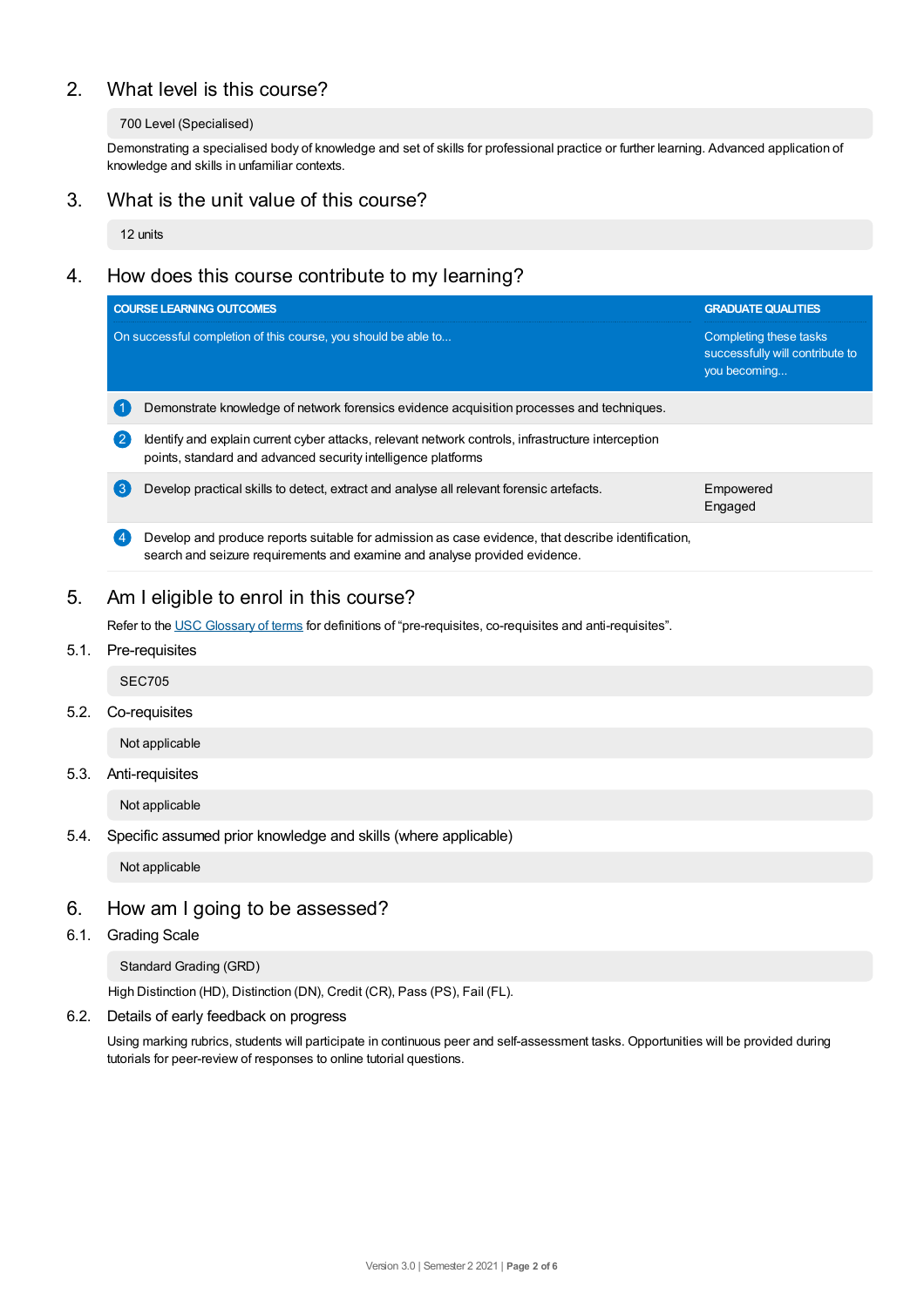## 2. What level is this course?

700 Level (Specialised)

Demonstrating a specialised body of knowledge and set of skills for professional practice or further learning. Advanced application of knowledge and skills in unfamiliar contexts.

## 3. What is the unit value of this course?

12 units

## 4. How does this course contribute to my learning?

| COURSE LEARNING OUTCOMES<br>On successful completion of this course, you should be able to... | GRADUATE QUALITIES<br>Completing these tasks successfully will contribute to you becoming... |
|---|---|
| 1 Demonstrate knowledge of network forensics evidence acquisition processes and techniques. | |
| 2 Identify and explain current cyber attacks, relevant network controls, infrastructure interception points, standard and advanced security intelligence platforms | |
| 3 Develop practical skills to detect, extract and analyse all relevant forensic artefacts. | Empowered<br>Engaged |
| 4 Develop and produce reports suitable for admission as case evidence, that describe identification, search and seizure requirements and examine and analyse provided evidence. | |

## 5. Am I eligible to enrol in this course?

Refer to the USC Glossary of terms for definitions of "pre-requisites, co-requisites and anti-requisites".

### 5.1. Pre-requisites

SEC705

### 5.2. Co-requisites

Not applicable

### 5.3. Anti-requisites

Not applicable

### 5.4. Specific assumed prior knowledge and skills (where applicable)

Not applicable

## 6. How am I going to be assessed?

### 6.1. Grading Scale

Standard Grading (GRD)

High Distinction (HD), Distinction (DN), Credit (CR), Pass (PS), Fail (FL).

### 6.2. Details of early feedback on progress

Using marking rubrics, students will participate in continuous peer and self-assessment tasks. Opportunities will be provided during tutorials for peer-review of responses to online tutorial questions.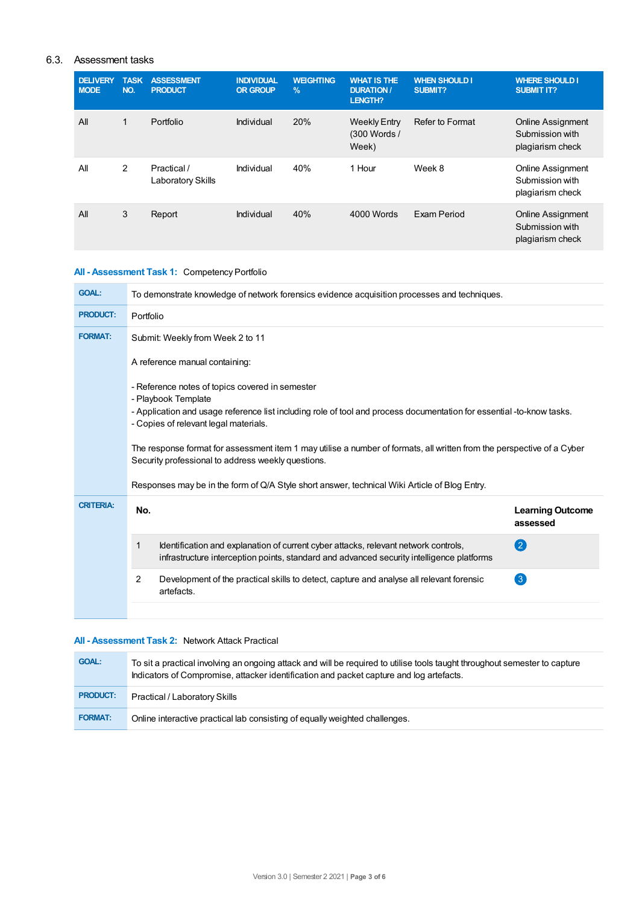### 6.3. Assessment tasks

| DELIVERY MODE | TASK NO. | ASSESSMENT PRODUCT | INDIVIDUAL OR GROUP | WEIGHTING % | WHAT IS THE DURATION / LENGTH? | WHEN SHOULD I SUBMIT? | WHERE SHOULD I SUBMIT IT? |
|---|---|---|---|---|---|---|---|
| All | 1 | Portfolio | Individual | 20% | Weekly Entry (300 Words / Week) | Refer to Format | Online Assignment Submission with plagiarism check |
| All | 2 | Practical / Laboratory Skills | Individual | 40% | 1 Hour | Week 8 | Online Assignment Submission with plagiarism check |
| All | 3 | Report | Individual | 40% | 4000 Words | Exam Period | Online Assignment Submission with plagiarism check |

**All - Assessment Task 1:** Competency Portfolio

**GOAL:** To demonstrate knowledge of network forensics evidence acquisition processes and techniques.

**PRODUCT:** Portfolio

**FORMAT:** Submit: Weekly from Week 2 to 11

A reference manual containing:

- Reference notes of topics covered in semester
- Playbook Template
- Application and usage reference list including role of tool and process documentation for essential -to-know tasks.
- Copies of relevant legal materials.

The response format for assessment item 1 may utilise a number of formats, all written from the perspective of a Cyber Security professional to address weekly questions.

Responses may be in the form of Q/A Style short answer, technical Wiki Article of Blog Entry.

**CRITERIA:**

| No. | | Learning Outcome assessed |
|---|---|---|
| 1 | Identification and explanation of current cyber attacks, relevant network controls, infrastructure interception points, standard and advanced security intelligence platforms | 2 |
| 2 | Development of the practical skills to detect, capture and analyse all relevant forensic artefacts. | 3 |

**All - Assessment Task 2:** Network Attack Practical

**GOAL:** To sit a practical involving an ongoing attack and will be required to utilise tools taught throughout semester to capture Indicators of Compromise, attacker identification and packet capture and log artefacts.

**PRODUCT:** Practical / Laboratory Skills

**FORMAT:** Online interactive practical lab consisting of equally weighted challenges.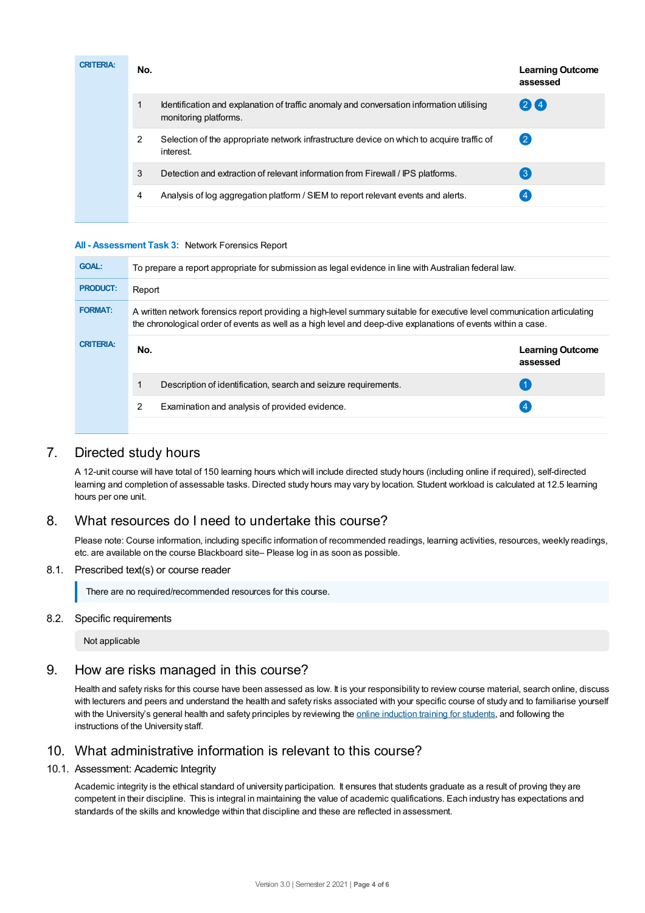**CRITERIA:**

| No. | | Learning Outcome assessed |
|---|---|---|
| 1 | Identification and explanation of traffic anomaly and conversation information utilising monitoring platforms. | 2 4 |
| 2 | Selection of the appropriate network infrastructure device on which to acquire traffic of interest. | 2 |
| 3 | Detection and extraction of relevant information from Firewall / IPS platforms. | 3 |
| 4 | Analysis of log aggregation platform / SIEM to report relevant events and alerts. | 4 |

**All - Assessment Task 3:** Network Forensics Report

**GOAL:** To prepare a report appropriate for submission as legal evidence in line with Australian federal law.

**PRODUCT:** Report

**FORMAT:** A written network forensics report providing a high-level summary suitable for executive level communication articulating the chronological order of events as well as a high level and deep-dive explanations of events within a case.

**CRITERIA:**

| No. | | Learning Outcome assessed |
|---|---|---|
| 1 | Description of identification, search and seizure requirements. | 1 |
| 2 | Examination and analysis of provided evidence. | 4 |

## 7. Directed study hours

A 12-unit course will have total of 150 learning hours which will include directed study hours (including online if required), self-directed learning and completion of assessable tasks. Directed study hours may vary by location. Student workload is calculated at 12.5 learning hours per one unit.

## 8. What resources do I need to undertake this course?

Please note: Course information, including specific information of recommended readings, learning activities, resources, weekly readings, etc. are available on the course Blackboard site– Please log in as soon as possible.

### 8.1. Prescribed text(s) or course reader

There are no required/recommended resources for this course.

### 8.2. Specific requirements

Not applicable

## 9. How are risks managed in this course?

Health and safety risks for this course have been assessed as low. It is your responsibility to review course material, search online, discuss with lecturers and peers and understand the health and safety risks associated with your specific course of study and to familiarise yourself with the University's general health and safety principles by reviewing the online induction training for students, and following the instructions of the University staff.

## 10. What administrative information is relevant to this course?

### 10.1. Assessment: Academic Integrity

Academic integrity is the ethical standard of university participation. It ensures that students graduate as a result of proving they are competent in their discipline. This is integral in maintaining the value of academic qualifications. Each industry has expectations and standards of the skills and knowledge within that discipline and these are reflected in assessment.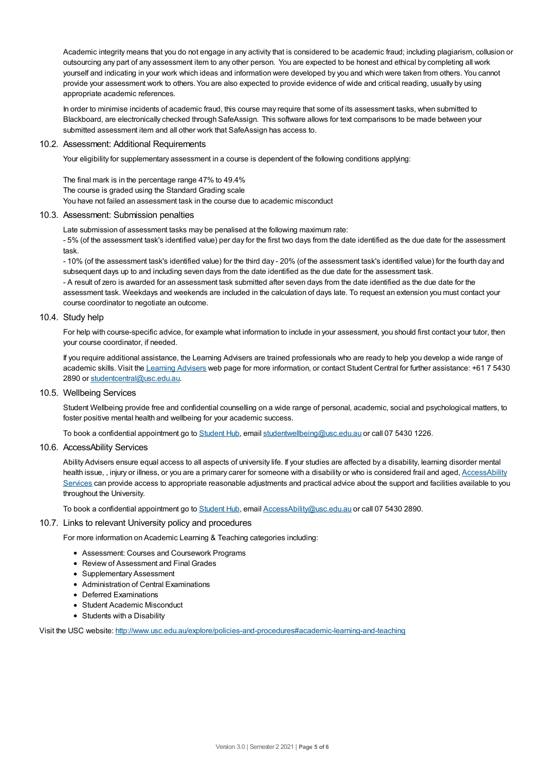Academic integrity means that you do not engage in any activity that is considered to be academic fraud; including plagiarism, collusion or outsourcing any part of any assessment item to any other person. You are expected to be honest and ethical by completing all work yourself and indicating in your work which ideas and information were developed by you and which were taken from others. You cannot provide your assessment work to others. You are also expected to provide evidence of wide and critical reading, usually by using appropriate academic references.

In order to minimise incidents of academic fraud, this course may require that some of its assessment tasks, when submitted to Blackboard, are electronically checked through SafeAssign. This software allows for text comparisons to be made between your submitted assessment item and all other work that SafeAssign has access to.

### 10.2. Assessment: Additional Requirements

Your eligibility for supplementary assessment in a course is dependent of the following conditions applying:

The final mark is in the percentage range 47% to 49.4%
The course is graded using the Standard Grading scale
You have not failed an assessment task in the course due to academic misconduct

### 10.3. Assessment: Submission penalties

Late submission of assessment tasks may be penalised at the following maximum rate:
- 5% (of the assessment task's identified value) per day for the first two days from the date identified as the due date for the assessment task.
- 10% (of the assessment task's identified value) for the third day - 20% (of the assessment task's identified value) for the fourth day and subsequent days up to and including seven days from the date identified as the due date for the assessment task.
- A result of zero is awarded for an assessment task submitted after seven days from the date identified as the due date for the assessment task. Weekdays and weekends are included in the calculation of days late. To request an extension you must contact your course coordinator to negotiate an outcome.

### 10.4. Study help

For help with course-specific advice, for example what information to include in your assessment, you should first contact your tutor, then your course coordinator, if needed.

If you require additional assistance, the Learning Advisers are trained professionals who are ready to help you develop a wide range of academic skills. Visit the Learning Advisers web page for more information, or contact Student Central for further assistance: +61 7 5430 2890 or studentcentral@usc.edu.au.

### 10.5. Wellbeing Services

Student Wellbeing provide free and confidential counselling on a wide range of personal, academic, social and psychological matters, to foster positive mental health and wellbeing for your academic success.

To book a confidential appointment go to Student Hub, email studentwellbeing@usc.edu.au or call 07 5430 1226.

### 10.6. AccessAbility Services

Ability Advisers ensure equal access to all aspects of university life. If your studies are affected by a disability, learning disorder mental health issue, , injury or illness, or you are a primary carer for someone with a disability or who is considered frail and aged, AccessAbility Services can provide access to appropriate reasonable adjustments and practical advice about the support and facilities available to you throughout the University.

To book a confidential appointment go to Student Hub, email AccessAbility@usc.edu.au or call 07 5430 2890.

### 10.7. Links to relevant University policy and procedures

For more information on Academic Learning & Teaching categories including:

- Assessment: Courses and Coursework Programs
- Review of Assessment and Final Grades
- Supplementary Assessment
- Administration of Central Examinations
- Deferred Examinations
- Student Academic Misconduct
- Students with a Disability

Visit the USC website: http://www.usc.edu.au/explore/policies-and-procedures#academic-learning-and-teaching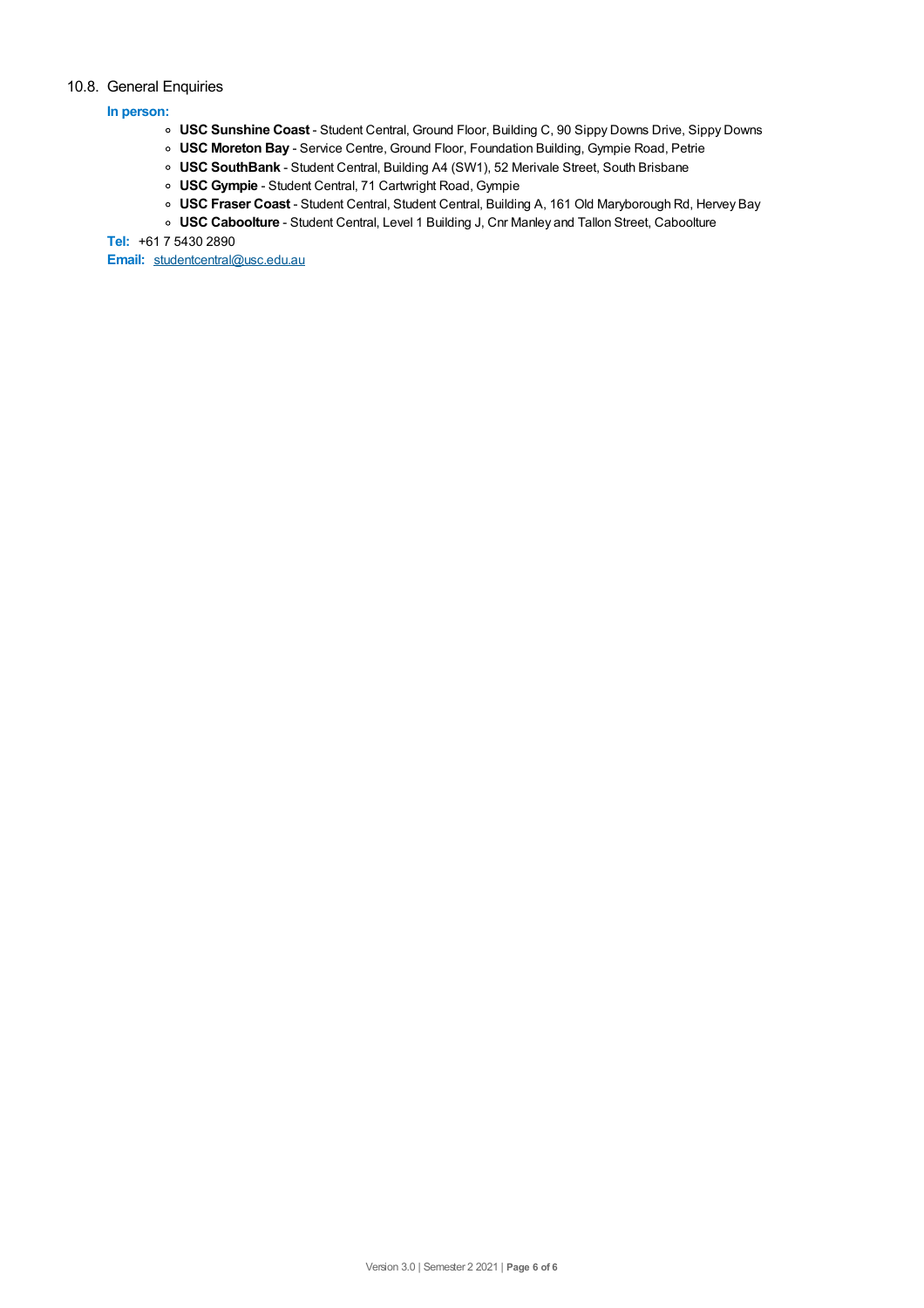### 10.8. General Enquiries

**In person:**

- **USC Sunshine Coast** - Student Central, Ground Floor, Building C, 90 Sippy Downs Drive, Sippy Downs
- **USC Moreton Bay** - Service Centre, Ground Floor, Foundation Building, Gympie Road, Petrie
- **USC SouthBank** - Student Central, Building A4 (SW1), 52 Merivale Street, South Brisbane
- **USC Gympie** - Student Central, 71 Cartwright Road, Gympie
- **USC Fraser Coast** - Student Central, Student Central, Building A, 161 Old Maryborough Rd, Hervey Bay
- **USC Caboolture** - Student Central, Level 1 Building J, Cnr Manley and Tallon Street, Caboolture

**Tel:** +61 7 5430 2890

**Email:** studentcentral@usc.edu.au